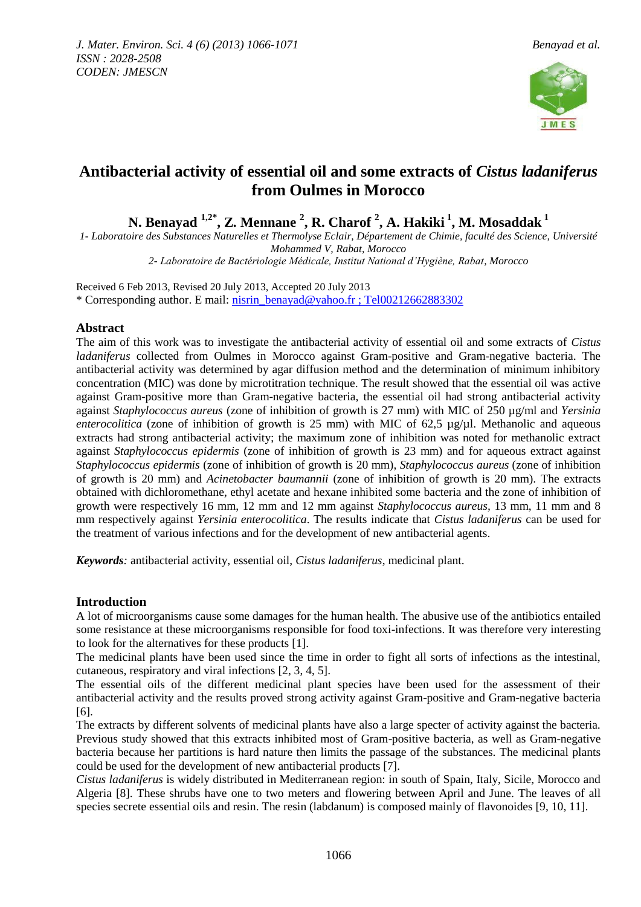# Antibacterial activity of essential oil and some extracts of *Cistus ladaniferus* from Oulmes in Morocco

**N. Benayad [1,2*], Z. Mennane [2], R. Charof [2], A. Hakiki [1], M. Mosaddak [1]**

*1- Laboratoire des Substances Naturelles et Thermolyse Eclair, Département de Chimie, faculté des Science, Université Mohammed V, Rabat, Morocco*
*2- Laboratoire de Bactériologie Médicale, Institut National d'Hygiène, Rabat, Morocco*

Received 6 Feb 2013, Revised 20 July 2013, Accepted 20 July 2013
* Corresponding author. E mail: nisrin_benayad@yahoo.fr ; Tel00212662883302

## Abstract

The aim of this work was to investigate the antibacterial activity of essential oil and some extracts of *Cistus ladaniferus* collected from Oulmes in Morocco against Gram-positive and Gram-negative bacteria. The antibacterial activity was determined by agar diffusion method and the determination of minimum inhibitory concentration (MIC) was done by microtitration technique. The result showed that the essential oil was active against Gram-positive more than Gram-negative bacteria, the essential oil had strong antibacterial activity against *Staphylococcus aureus* (zone of inhibition of growth is 27 mm) with MIC of 250 µg/ml and *Yersinia enterocolitica* (zone of inhibition of growth is 25 mm) with MIC of 62,5 µg/µl. Methanolic and aqueous extracts had strong antibacterial activity; the maximum zone of inhibition was noted for methanolic extract against *Staphylococcus epidermis* (zone of inhibition of growth is 23 mm) and for aqueous extract against *Staphylococcus epidermis* (zone of inhibition of growth is 20 mm), *Staphylococcus aureus* (zone of inhibition of growth is 20 mm) and *Acinetobacter baumannii* (zone of inhibition of growth is 20 mm). The extracts obtained with dichloromethane, ethyl acetate and hexane inhibited some bacteria and the zone of inhibition of growth were respectively 16 mm, 12 mm and 12 mm against *Staphylococcus aureus*, 13 mm, 11 mm and 8 mm respectively against *Yersinia enterocolitica*. The results indicate that *Cistus ladaniferus* can be used for the treatment of various infections and for the development of new antibacterial agents.

***Keywords**:* antibacterial activity, essential oil, *Cistus ladaniferus*, medicinal plant.

## Introduction

A lot of microorganisms cause some damages for the human health. The abusive use of the antibiotics entailed some resistance at these microorganisms responsible for food toxi-infections. It was therefore very interesting to look for the alternatives for these products [1].

The medicinal plants have been used since the time in order to fight all sorts of infections as the intestinal, cutaneous, respiratory and viral infections [2, 3, 4, 5].

The essential oils of the different medicinal plant species have been used for the assessment of their antibacterial activity and the results proved strong activity against Gram-positive and Gram-negative bacteria [6].

The extracts by different solvents of medicinal plants have also a large specter of activity against the bacteria. Previous study showed that this extracts inhibited most of Gram-positive bacteria, as well as Gram-negative bacteria because her partitions is hard nature then limits the passage of the substances. The medicinal plants could be used for the development of new antibacterial products [7].

*Cistus ladaniferus* is widely distributed in Mediterranean region: in south of Spain, Italy, Sicile, Morocco and Algeria [8]. These shrubs have one to two meters and flowering between April and June. The leaves of all species secrete essential oils and resin. The resin (labdanum) is composed mainly of flavonoides [9, 10, 11].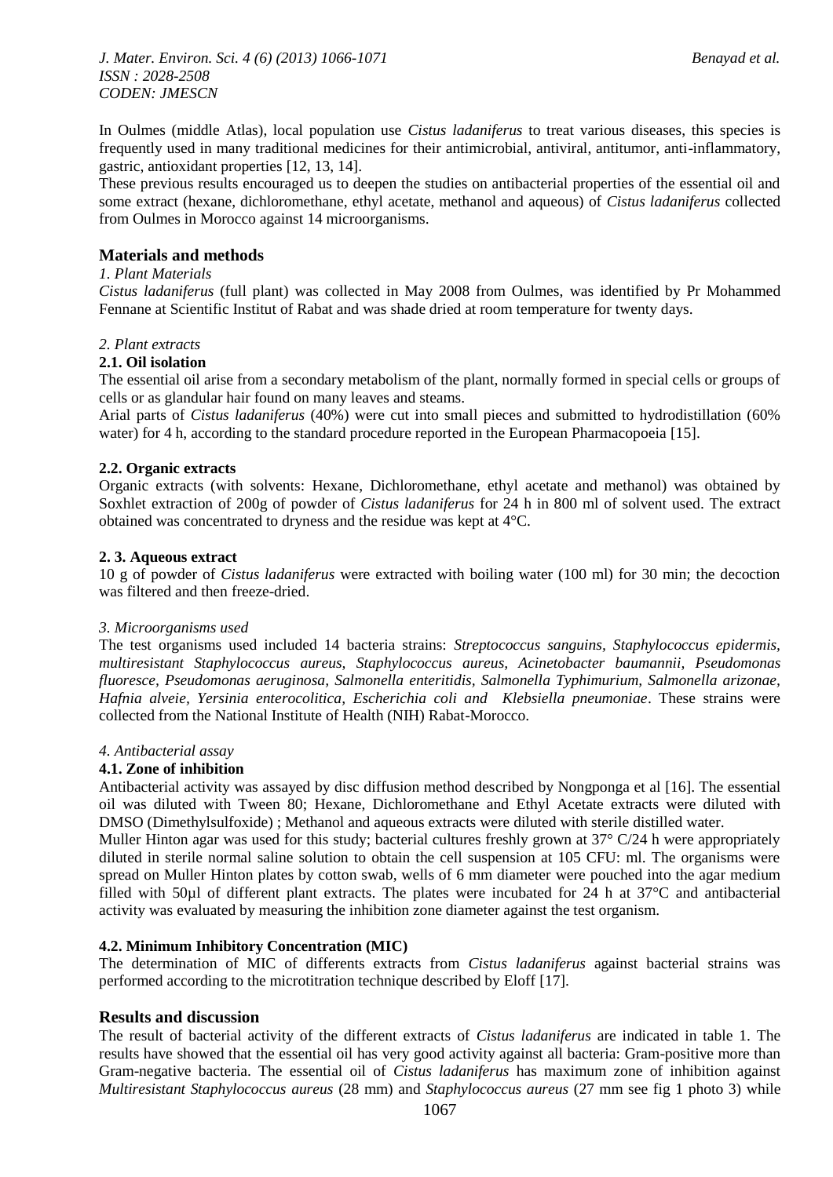In Oulmes (middle Atlas), local population use *Cistus ladaniferus* to treat various diseases, this species is frequently used in many traditional medicines for their antimicrobial, antiviral, antitumor, anti-inflammatory, gastric, antioxidant properties [12, 13, 14].

These previous results encouraged us to deepen the studies on antibacterial properties of the essential oil and some extract (hexane, dichloromethane, ethyl acetate, methanol and aqueous) of *Cistus ladaniferus* collected from Oulmes in Morocco against 14 microorganisms.

## Materials and methods

*1. Plant Materials*

*Cistus ladaniferus* (full plant) was collected in May 2008 from Oulmes, was identified by Pr Mohammed Fennane at Scientific Institut of Rabat and was shade dried at room temperature for twenty days.

*2. Plant extracts*

### 2.1. Oil isolation

The essential oil arise from a secondary metabolism of the plant, normally formed in special cells or groups of cells or as glandular hair found on many leaves and steams.

Arial parts of *Cistus ladaniferus* (40%) were cut into small pieces and submitted to hydrodistillation (60% water) for 4 h, according to the standard procedure reported in the European Pharmacopoeia [15].

### 2.2. Organic extracts

Organic extracts (with solvents: Hexane, Dichloromethane, ethyl acetate and methanol) was obtained by Soxhlet extraction of 200g of powder of *Cistus ladaniferus* for 24 h in 800 ml of solvent used. The extract obtained was concentrated to dryness and the residue was kept at 4°C.

### 2. 3. Aqueous extract

10 g of powder of *Cistus ladaniferus* were extracted with boiling water (100 ml) for 30 min; the decoction was filtered and then freeze-dried.

*3. Microorganisms used*

The test organisms used included 14 bacteria strains: *Streptococcus sanguins, Staphylococcus epidermis, multiresistant Staphylococcus aureus, Staphylococcus aureus, Acinetobacter baumannii, Pseudomonas fluoresce, Pseudomonas aeruginosa, Salmonella enteritidis, Salmonella Typhimurium, Salmonella arizonae, Hafnia alveie, Yersinia enterocolitica, Escherichia coli and Klebsiella pneumoniae*. These strains were collected from the National Institute of Health (NIH) Rabat-Morocco.

*4. Antibacterial assay*

### 4.1. Zone of inhibition

Antibacterial activity was assayed by disc diffusion method described by Nongponga et al [16]. The essential oil was diluted with Tween 80; Hexane, Dichloromethane and Ethyl Acetate extracts were diluted with DMSO (Dimethylsulfoxide) ; Methanol and aqueous extracts were diluted with sterile distilled water.

Muller Hinton agar was used for this study; bacterial cultures freshly grown at 37° C/24 h were appropriately diluted in sterile normal saline solution to obtain the cell suspension at 105 CFU: ml. The organisms were spread on Muller Hinton plates by cotton swab, wells of 6 mm diameter were pouched into the agar medium filled with 50µl of different plant extracts. The plates were incubated for 24 h at 37°C and antibacterial activity was evaluated by measuring the inhibition zone diameter against the test organism.

### 4.2. Minimum Inhibitory Concentration (MIC)

The determination of MIC of differents extracts from *Cistus ladaniferus* against bacterial strains was performed according to the microtitration technique described by Eloff [17].

## Results and discussion

The result of bacterial activity of the different extracts of *Cistus ladaniferus* are indicated in table 1. The results have showed that the essential oil has very good activity against all bacteria: Gram-positive more than Gram-negative bacteria. The essential oil of *Cistus ladaniferus* has maximum zone of inhibition against *Multiresistant Staphylococcus aureus* (28 mm) and *Staphylococcus aureus* (27 mm see fig 1 photo 3) while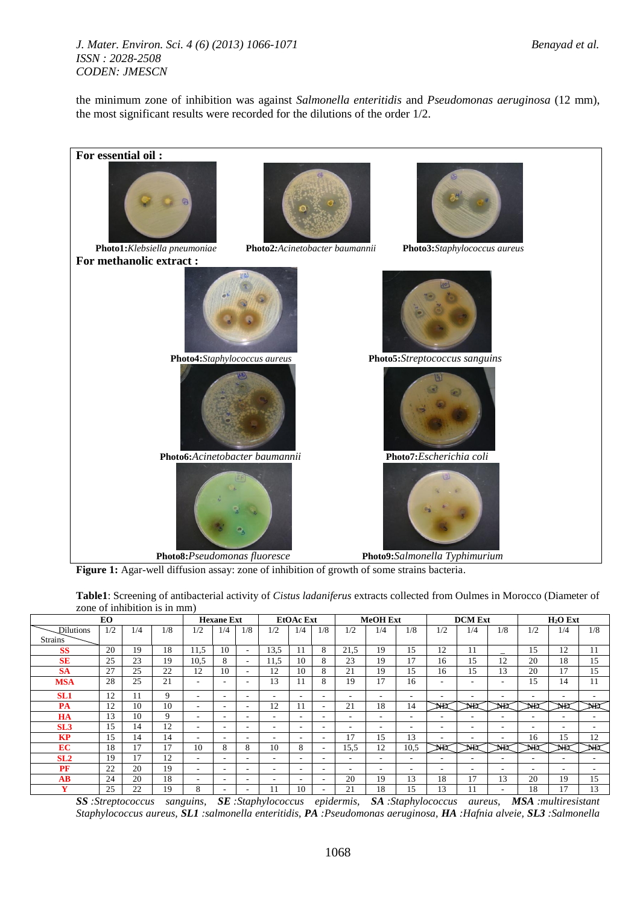the minimum zone of inhibition was against *Salmonella enteritidis* and *Pseudomonas aeruginosa* (12 mm), the most significant results were recorded for the dilutions of the order 1/2.

**For essential oil :**

**Photo1:** *Klebsiella pneumoniae* **Photo2:** *Acinetobacter baumannii* **Photo3:** *Staphylococcus aureus*

**For methanolic extract :**

**Photo4:** *Staphylococcus aureus* **Photo5:** *Streptococcus sanguins*

**Photo6:** *Acinetobacter baumannii* **Photo7:** *Escherichia coli*

**Photo8:** *Pseudomonas fluoresce* **Photo9:** *Salmonella Typhimurium*

**Figure 1:** Agar-well diffusion assay: zone of inhibition of growth of some strains bacteria.

**Table1**: Screening of antibacterial activity of *Cistus ladaniferus* extracts collected from Oulmes in Morocco (Diameter of zone of inhibition is in mm)

| | EO | | | Hexane Ext | | | EtOAc Ext | | | MeOH Ext | | | DCM Ext | | | $H_2O$ Ext | | |
|---|---|---|---|---|---|---|---|---|---|---|---|---|---|---|---|---|---|---|
| Dilutions / Strains | 1/2 | 1/4 | 1/8 | 1/2 | 1/4 | 1/8 | 1/2 | 1/4 | 1/8 | 1/2 | 1/4 | 1/8 | 1/2 | 1/4 | 1/8 | 1/2 | 1/4 | 1/8 |
| **SS** | 20 | 19 | 18 | 11,5 | 10 | - | 13,5 | 11 | 8 | 21,5 | 19 | 15 | 12 | 11 | _ | 15 | 12 | 11 |
| **SE** | 25 | 23 | 19 | 10,5 | 8 | - | 11,5 | 10 | 8 | 23 | 19 | 17 | 16 | 15 | 12 | 20 | 18 | 15 |
| **SA** | 27 | 25 | 22 | 12 | 10 | - | 12 | 10 | 8 | 21 | 19 | 15 | 16 | 15 | 13 | 20 | 17 | 15 |
| **MSA** | 28 | 25 | 21 | - | - | - | 13 | 11 | 8 | 19 | 17 | 16 | - | - | - | 15 | 14 | 11 |
| **SL1** | 12 | 11 | 9 | - | - | - | - | - | - | - | - | - | - | - | - | - | - | - |
| **PA** | 12 | 10 | 10 | - | - | - | 12 | 11 | - | 21 | 18 | 14 | ND | ND | ND | ND | ND | ND |
| **HA** | 13 | 10 | 9 | - | - | - | - | - | - | - | - | - | - | - | - | - | - | - |
| **SL3** | 15 | 14 | 12 | - | - | - | - | - | - | - | - | - | - | - | - | - | - | - |
| **KP** | 15 | 14 | 14 | - | - | - | - | - | - | 17 | 15 | 13 | - | - | - | 16 | 15 | 12 |
| **EC** | 18 | 17 | 17 | 10 | 8 | 8 | 10 | 8 | - | 15,5 | 12 | 10,5 | ND | ND | ND | ND | ND | ND |
| **SL2** | 19 | 17 | 12 | - | - | - | - | - | - | - | - | - | - | - | - | - | - | - |
| **PF** | 22 | 20 | 19 | - | - | - | - | - | - | - | - | - | - | - | - | - | - | - |
| **AB** | 24 | 20 | 18 | - | - | - | - | - | - | 20 | 19 | 13 | 18 | 17 | 13 | 20 | 19 | 15 |
| **Y** | 25 | 22 | 19 | 8 | - | - | 11 | 10 | - | 21 | 18 | 15 | 13 | 11 | - | 18 | 17 | 13 |

***SS*** *:Streptococcus sanguins,* ***SE*** *:Staphylococcus epidermis,* ***SA*** *:Staphylococcus aureus,* ***MSA*** *:multiresistant Staphylococcus aureus,* ***SL1*** *:salmonella enteritidis,* ***PA*** *:Pseudomonas aeruginosa,* ***HA*** *:Hafnia alveie,* ***SL3*** *:Salmonella*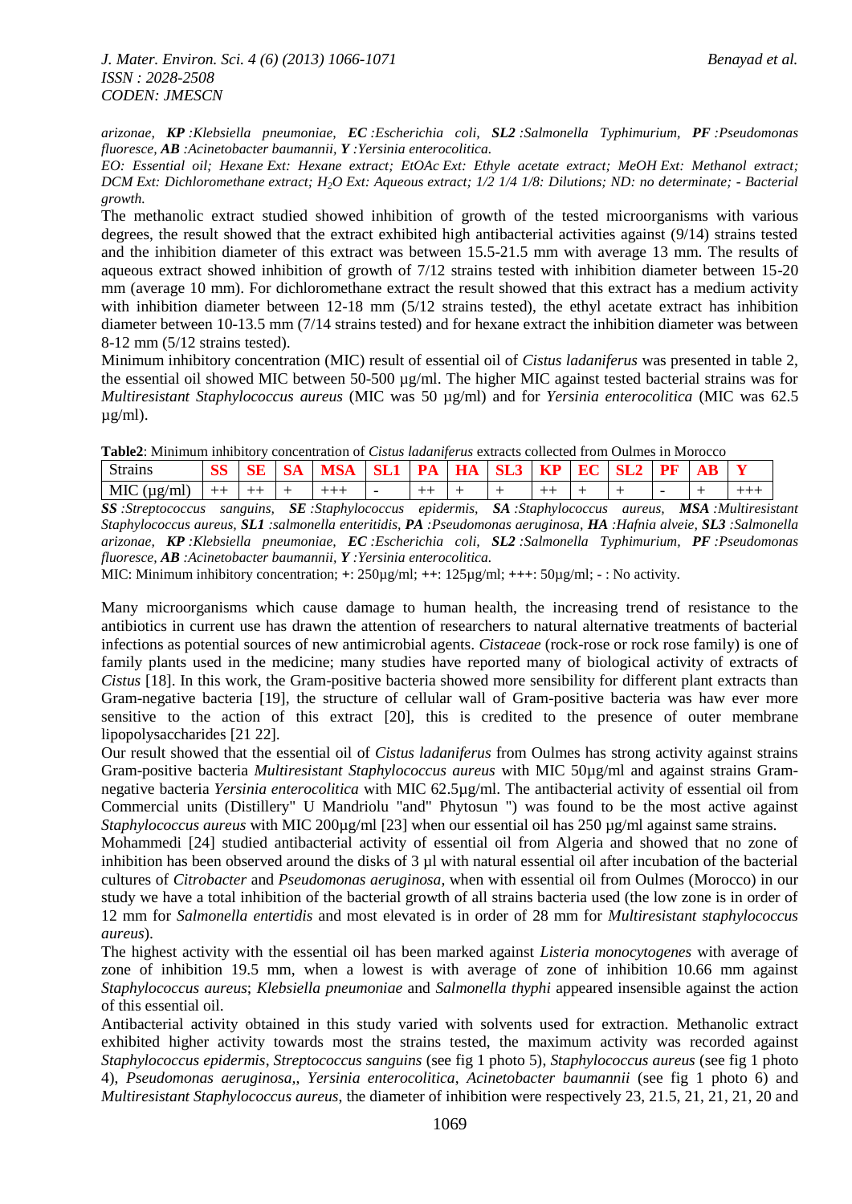*arizonae, **KP** :Klebsiella pneumoniae, **EC** :Escherichia coli, **SL2** :Salmonella Typhimurium, **PF** :Pseudomonas fluoresce, **AB** :Acinetobacter baumannii, **Y** :Yersinia enterocolitica.*

*EO: Essential oil; Hexane Ext: Hexane extract; EtOAc Ext: Ethyle acetate extract; MeOH Ext: Methanol extract; DCM Ext: Dichloromethane extract; $H_2O$ Ext: Aqueous extract; 1/2 1/4 1/8: Dilutions; ND: no determinate; - Bacterial growth.*

The methanolic extract studied showed inhibition of growth of the tested microorganisms with various degrees, the result showed that the extract exhibited high antibacterial activities against (9/14) strains tested and the inhibition diameter of this extract was between 15.5-21.5 mm with average 13 mm. The results of aqueous extract showed inhibition of growth of 7/12 strains tested with inhibition diameter between 15-20 mm (average 10 mm). For dichloromethane extract the result showed that this extract has a medium activity with inhibition diameter between 12-18 mm (5/12 strains tested), the ethyl acetate extract has inhibition diameter between 10-13.5 mm (7/14 strains tested) and for hexane extract the inhibition diameter was between 8-12 mm (5/12 strains tested).

Minimum inhibitory concentration (MIC) result of essential oil of *Cistus ladaniferus* was presented in table 2, the essential oil showed MIC between 50-500 µg/ml. The higher MIC against tested bacterial strains was for *Multiresistant Staphylococcus aureus* (MIC was 50 µg/ml) and for *Yersinia enterocolitica* (MIC was 62.5 µg/ml).

**Table2**: Minimum inhibitory concentration of *Cistus ladaniferus* extracts collected from Oulmes in Morocco

| Strains | SS | SE | SA | MSA | SL1 | PA | HA | SL3 | KP | EC | SL2 | PF | AB | Y |
|---|---|---|---|---|---|---|---|---|---|---|---|---|---|---|
| MIC (µg/ml) | ++ | ++ | + | +++ | - | ++ | + | + | ++ | + | + | - | + | +++ |

***SS** :Streptococcus sanguins, **SE** :Staphylococcus epidermis, **SA** :Staphylococcus aureus, **MSA** :Multiresistant Staphylococcus aureus, **SL1** :salmonella enteritidis, **PA** :Pseudomonas aeruginosa, **HA** :Hafnia alveie, **SL3** :Salmonella arizonae, **KP** :Klebsiella pneumoniae, **EC** :Escherichia coli, **SL2** :Salmonella Typhimurium, **PF** :Pseudomonas fluoresce, **AB** :Acinetobacter baumannii, **Y** :Yersinia enterocolitica.*

MIC: Minimum inhibitory concentration; **+**: 250µg/ml; **++**: 125µg/ml; **+++**: 50µg/ml; **-** : No activity.

Many microorganisms which cause damage to human health, the increasing trend of resistance to the antibiotics in current use has drawn the attention of researchers to natural alternative treatments of bacterial infections as potential sources of new antimicrobial agents. *Cistaceae* (rock-rose or rock rose family) is one of family plants used in the medicine; many studies have reported many of biological activity of extracts of *Cistus* [18]. In this work, the Gram-positive bacteria showed more sensibility for different plant extracts than Gram-negative bacteria [19], the structure of cellular wall of Gram-positive bacteria was haw ever more sensitive to the action of this extract [20], this is credited to the presence of outer membrane lipopolysaccharides [21 22].

Our result showed that the essential oil of *Cistus ladaniferus* from Oulmes has strong activity against strains Gram-positive bacteria *Multiresistant Staphylococcus aureus* with MIC 50µg/ml and against strains Gram-negative bacteria *Yersinia enterocolitica* with MIC 62.5µg/ml. The antibacterial activity of essential oil from Commercial units (Distillery" U Mandriolu "and" Phytosun ") was found to be the most active against *Staphylococcus aureus* with MIC 200µg/ml [23] when our essential oil has 250 µg/ml against same strains.

Mohammedi [24] studied antibacterial activity of essential oil from Algeria and showed that no zone of inhibition has been observed around the disks of 3 µl with natural essential oil after incubation of the bacterial cultures of *Citrobacter* and *Pseudomonas aeruginosa*, when with essential oil from Oulmes (Morocco) in our study we have a total inhibition of the bacterial growth of all strains bacteria used (the low zone is in order of 12 mm for *Salmonella entertidis* and most elevated is in order of 28 mm for *Multiresistant staphylococcus aureus*).

The highest activity with the essential oil has been marked against *Listeria monocytogenes* with average of zone of inhibition 19.5 mm, when a lowest is with average of zone of inhibition 10.66 mm against *Staphylococcus aureus*; *Klebsiella pneumoniae* and *Salmonella thyphi* appeared insensible against the action of this essential oil.

Antibacterial activity obtained in this study varied with solvents used for extraction. Methanolic extract exhibited higher activity towards most the strains tested, the maximum activity was recorded against *Staphylococcus epidermis*, *Streptococcus sanguins* (see fig 1 photo 5), *Staphylococcus aureus* (see fig 1 photo 4), *Pseudomonas aeruginosa*,, *Yersinia enterocolitica*, *Acinetobacter baumannii* (see fig 1 photo 6) and *Multiresistant Staphylococcus aureus*, the diameter of inhibition were respectively 23, 21.5, 21, 21, 21, 20 and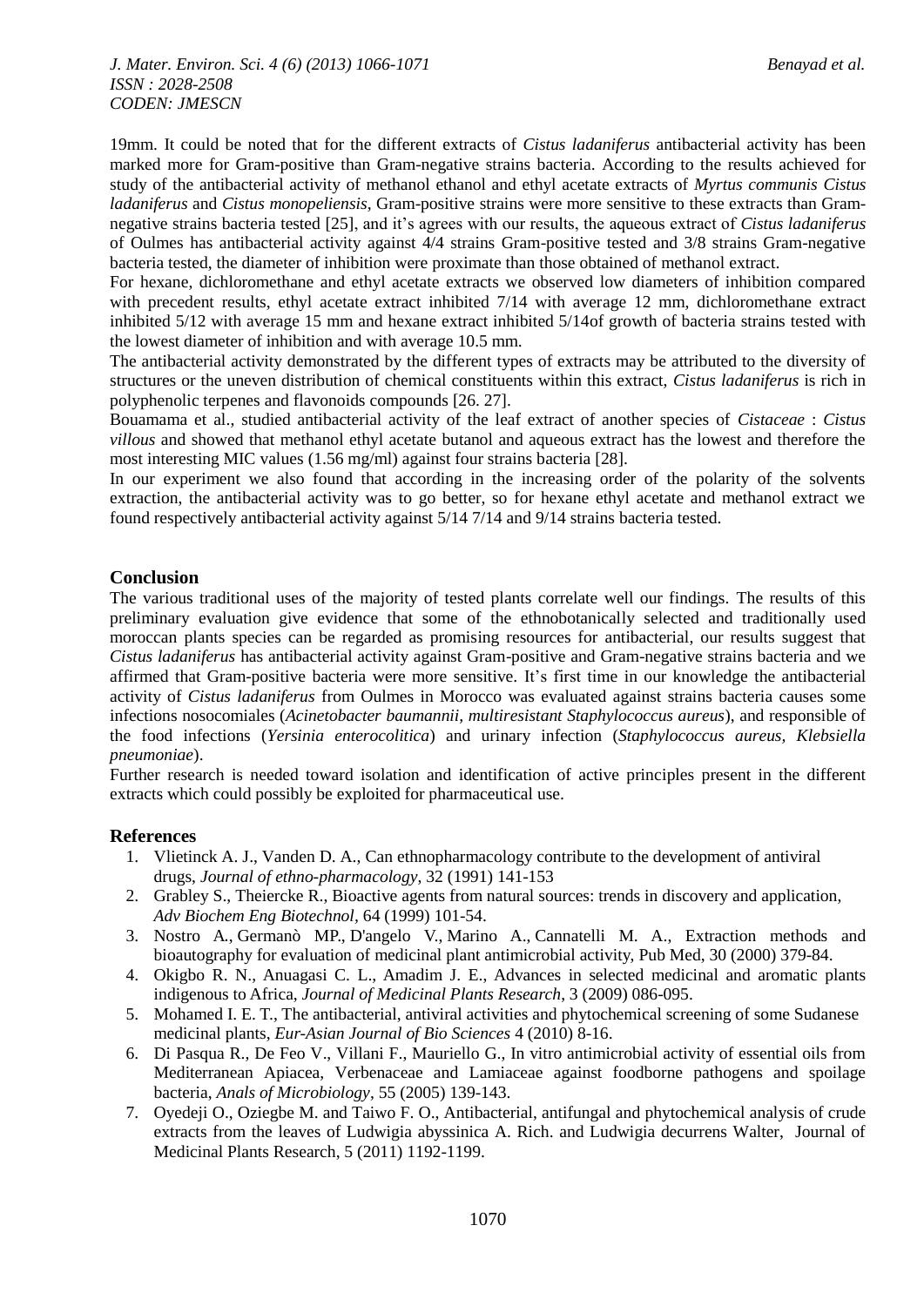19mm. It could be noted that for the different extracts of *Cistus ladaniferus* antibacterial activity has been marked more for Gram-positive than Gram-negative strains bacteria. According to the results achieved for study of the antibacterial activity of methanol ethanol and ethyl acetate extracts of *Myrtus communis Cistus ladaniferus* and *Cistus monopeliensis*, Gram-positive strains were more sensitive to these extracts than Gram-negative strains bacteria tested [25], and it's agrees with our results, the aqueous extract of *Cistus ladaniferus* of Oulmes has antibacterial activity against 4/4 strains Gram-positive tested and 3/8 strains Gram-negative bacteria tested, the diameter of inhibition were proximate than those obtained of methanol extract.

For hexane, dichloromethane and ethyl acetate extracts we observed low diameters of inhibition compared with precedent results, ethyl acetate extract inhibited 7/14 with average 12 mm, dichloromethane extract inhibited 5/12 with average 15 mm and hexane extract inhibited 5/14of growth of bacteria strains tested with the lowest diameter of inhibition and with average 10.5 mm.

The antibacterial activity demonstrated by the different types of extracts may be attributed to the diversity of structures or the uneven distribution of chemical constituents within this extract, *Cistus ladaniferus* is rich in polyphenolic terpenes and flavonoids compounds [26. 27].

Bouamama et al., studied antibacterial activity of the leaf extract of another species of *Cistaceae* : *Cistus villous* and showed that methanol ethyl acetate butanol and aqueous extract has the lowest and therefore the most interesting MIC values (1.56 mg/ml) against four strains bacteria [28].

In our experiment we also found that according in the increasing order of the polarity of the solvents extraction, the antibacterial activity was to go better, so for hexane ethyl acetate and methanol extract we found respectively antibacterial activity against 5/14 7/14 and 9/14 strains bacteria tested.

## Conclusion

The various traditional uses of the majority of tested plants correlate well our findings. The results of this preliminary evaluation give evidence that some of the ethnobotanically selected and traditionally used moroccan plants species can be regarded as promising resources for antibacterial, our results suggest that *Cistus ladaniferus* has antibacterial activity against Gram-positive and Gram-negative strains bacteria and we affirmed that Gram-positive bacteria were more sensitive. It's first time in our knowledge the antibacterial activity of *Cistus ladaniferus* from Oulmes in Morocco was evaluated against strains bacteria causes some infections nosocomiales (*Acinetobacter baumannii, multiresistant Staphylococcus aureus*), and responsible of the food infections (*Yersinia enterocolitica*) and urinary infection (*Staphylococcus aureus, Klebsiella pneumoniae*).

Further research is needed toward isolation and identification of active principles present in the different extracts which could possibly be exploited for pharmaceutical use.

## References

1. Vlietinck A. J., Vanden D. A., Can ethnopharmacology contribute to the development of antiviral drugs, *Journal of ethno-pharmacology*, 32 (1991) 141-153
2. Grabley S., Theiercke R., Bioactive agents from natural sources: trends in discovery and application, *Adv Biochem Eng Biotechnol*, 64 (1999) 101-54.
3. Nostro A., Germanò MP., D'angelo V., Marino A., Cannatelli M. A., Extraction methods and bioautography for evaluation of medicinal plant antimicrobial activity, Pub Med, 30 (2000) 379-84.
4. Okigbo R. N., Anuagasi C. L., Amadim J. E., Advances in selected medicinal and aromatic plants indigenous to Africa, *Journal of Medicinal Plants Research*, 3 (2009) 086-095.
5. Mohamed I. E. T., The antibacterial, antiviral activities and phytochemical screening of some Sudanese medicinal plants, *Eur-Asian Journal of Bio Sciences* 4 (2010) 8-16.
6. Di Pasqua R., De Feo V., Villani F., Mauriello G., In vitro antimicrobial activity of essential oils from Mediterranean Apiacea, Verbenaceae and Lamiaceae against foodborne pathogens and spoilage bacteria, *Anals of Microbiology*, 55 (2005) 139-143.
7. Oyedeji O., Oziegbe M. and Taiwo F. O., Antibacterial, antifungal and phytochemical analysis of crude extracts from the leaves of Ludwigia abyssinica A. Rich. and Ludwigia decurrens Walter, Journal of Medicinal Plants Research, 5 (2011) 1192-1199.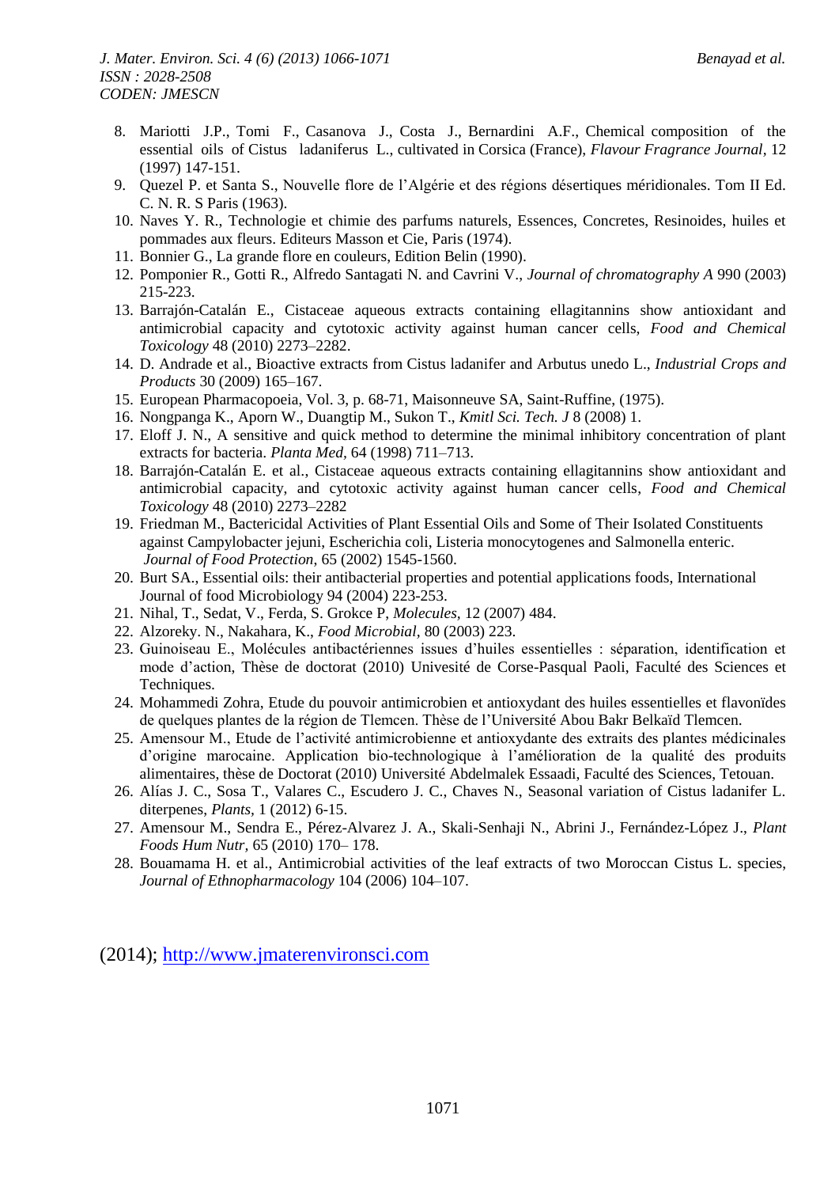8. Mariotti J.P., Tomi F., Casanova J., Costa J., Bernardini A.F., Chemical composition of the essential oils of Cistus ladaniferus L., cultivated in Corsica (France), *Flavour Fragrance Journal*, 12 (1997) 147-151.
9. Quezel P. et Santa S., Nouvelle flore de l'Algérie et des régions désertiques méridionales. Tom II Ed. C. N. R. S Paris (1963).
10. Naves Y. R., Technologie et chimie des parfums naturels, Essences, Concretes, Resinoides, huiles et pommades aux fleurs. Editeurs Masson et Cie, Paris (1974).
11. Bonnier G., La grande flore en couleurs, Edition Belin (1990).
12. Pomponier R., Gotti R., Alfredo Santagati N. and Cavrini V., *Journal of chromatography A* 990 (2003) 215-223.
13. Barrajón-Catalán E., Cistaceae aqueous extracts containing ellagitannins show antioxidant and antimicrobial capacity and cytotoxic activity against human cancer cells, *Food and Chemical Toxicology* 48 (2010) 2273–2282.
14. D. Andrade et al., Bioactive extracts from Cistus ladanifer and Arbutus unedo L., *Industrial Crops and Products* 30 (2009) 165–167.
15. European Pharmacopoeia, Vol. 3, p. 68-71, Maisonneuve SA, Saint-Ruffine, (1975).
16. Nongpanga K., Aporn W., Duangtip M., Sukon T., *Kmitl Sci. Tech. J* 8 (2008) 1.
17. Eloff J. N., A sensitive and quick method to determine the minimal inhibitory concentration of plant extracts for bacteria. *Planta Med*, 64 (1998) 711–713.
18. Barrajón-Catalán E. et al., Cistaceae aqueous extracts containing ellagitannins show antioxidant and antimicrobial capacity, and cytotoxic activity against human cancer cells, *Food and Chemical Toxicology* 48 (2010) 2273–2282
19. Friedman M., Bactericidal Activities of Plant Essential Oils and Some of Their Isolated Constituents against Campylobacter jejuni, Escherichia coli, Listeria monocytogenes and Salmonella enteric. *Journal of Food Protection*, 65 (2002) 1545-1560.
20. Burt SA., Essential oils: their antibacterial properties and potential applications foods, International Journal of food Microbiology 94 (2004) 223-253.
21. Nihal, T., Sedat, V., Ferda, S. Grokce P, *Molecules*, 12 (2007) 484.
22. Alzoreky. N., Nakahara, K., *Food Microbial*, 80 (2003) 223.
23. Guinoiseau E., Molécules antibactériennes issues d'huiles essentielles : séparation, identification et mode d'action, Thèse de doctorat (2010) Univesité de Corse-Pasqual Paoli, Faculté des Sciences et Techniques.
24. Mohammedi Zohra, Etude du pouvoir antimicrobien et antioxydant des huiles essentielles et flavonïdes de quelques plantes de la région de Tlemcen. Thèse de l'Université Abou Bakr Belkaïd Tlemcen.
25. Amensour M., Etude de l'activité antimicrobienne et antioxydante des extraits des plantes médicinales d'origine marocaine. Application bio-technologique à l'amélioration de la qualité des produits alimentaires, thèse de Doctorat (2010) Université Abdelmalek Essaadi, Faculté des Sciences, Tetouan.
26. Alías J. C., Sosa T., Valares C., Escudero J. C., Chaves N., Seasonal variation of Cistus ladanifer L. diterpenes, *Plants*, 1 (2012) 6-15.
27. Amensour M., Sendra E., Pérez-Alvarez J. A., Skali-Senhaji N., Abrini J., Fernández-López J., *Plant Foods Hum Nutr*, 65 (2010) 170– 178.
28. Bouamama H. et al., Antimicrobial activities of the leaf extracts of two Moroccan Cistus L. species, *Journal of Ethnopharmacology* 104 (2006) 104–107.

(2014); http://www.jmaterenvironsci.com